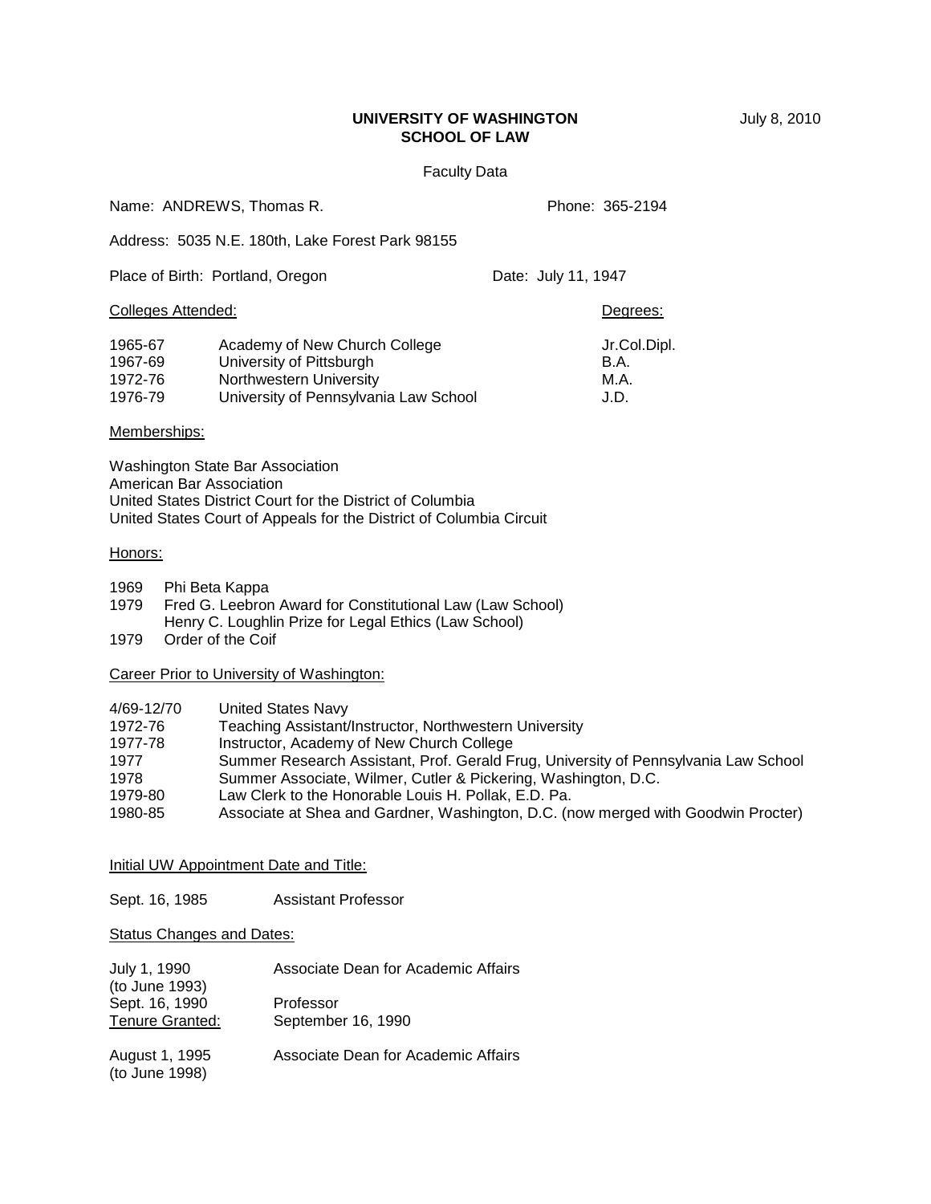**UNIVERSITY OF WASHINGTON**
**SCHOOL OF LAW**

July 8, 2010

Faculty Data

Name: ANDREWS, Thomas R. Phone: 365-2194

Address: 5035 N.E. 180th, Lake Forest Park 98155

Place of Birth: Portland, Oregon Date: July 11, 1947

Colleges Attended:

| | | Degrees: |
|---|---|---|
| 1965-67 | Academy of New Church College | Jr.Col.Dipl. |
| 1967-69 | University of Pittsburgh | B.A. |
| 1972-76 | Northwestern University | M.A. |
| 1976-79 | University of Pennsylvania Law School | J.D. |

Memberships:

Washington State Bar Association
American Bar Association
United States District Court for the District of Columbia
United States Court of Appeals for the District of Columbia Circuit

Honors:

1969 Phi Beta Kappa
1979 Fred G. Leebron Award for Constitutional Law (Law School)
Henry C. Loughlin Prize for Legal Ethics (Law School)
1979 Order of the Coif

Career Prior to University of Washington:

| | |
|---|---|
| 4/69-12/70 | United States Navy |
| 1972-76 | Teaching Assistant/Instructor, Northwestern University |
| 1977-78 | Instructor, Academy of New Church College |
| 1977 | Summer Research Assistant, Prof. Gerald Frug, University of Pennsylvania Law School |
| 1978 | Summer Associate, Wilmer, Cutler & Pickering, Washington, D.C. |
| 1979-80 | Law Clerk to the Honorable Louis H. Pollak, E.D. Pa. |
| 1980-85 | Associate at Shea and Gardner, Washington, D.C. (now merged with Goodwin Procter) |

Initial UW Appointment Date and Title:

Sept. 16, 1985 Assistant Professor

Status Changes and Dates:

| | |
|---|---|
| July 1, 1990 (to June 1993) | Associate Dean for Academic Affairs |
| Sept. 16, 1990 | Professor |
| Tenure Granted: | September 16, 1990 |
| August 1, 1995 (to June 1998) | Associate Dean for Academic Affairs |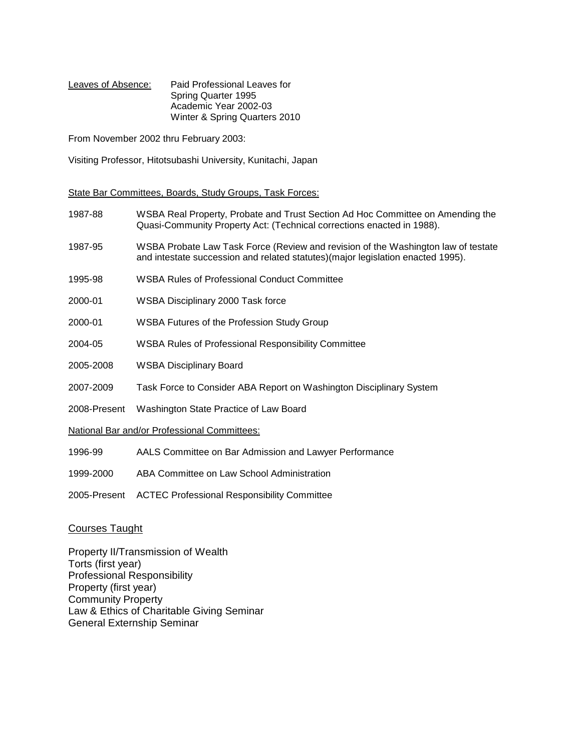Leaves of Absence: Paid Professional Leaves for
Spring Quarter 1995
Academic Year 2002-03
Winter & Spring Quarters 2010

From November 2002 thru February 2003:

Visiting Professor, Hitotsubashi University, Kunitachi, Japan

State Bar Committees, Boards, Study Groups, Task Forces:

| | |
|---|---|
| 1987-88 | WSBA Real Property, Probate and Trust Section Ad Hoc Committee on Amending the Quasi-Community Property Act: (Technical corrections enacted in 1988). |
| 1987-95 | WSBA Probate Law Task Force (Review and revision of the Washington law of testate and intestate succession and related statutes)(major legislation enacted 1995). |
| 1995-98 | WSBA Rules of Professional Conduct Committee |
| 2000-01 | WSBA Disciplinary 2000 Task force |
| 2000-01 | WSBA Futures of the Profession Study Group |
| 2004-05 | WSBA Rules of Professional Responsibility Committee |
| 2005-2008 | WSBA Disciplinary Board |
| 2007-2009 | Task Force to Consider ABA Report on Washington Disciplinary System |
| 2008-Present | Washington State Practice of Law Board |

National Bar and/or Professional Committees:

| | |
|---|---|
| 1996-99 | AALS Committee on Bar Admission and Lawyer Performance |
| 1999-2000 | ABA Committee on Law School Administration |
| 2005-Present | ACTEC Professional Responsibility Committee |

## Courses Taught

Property II/Transmission of Wealth
Torts (first year)
Professional Responsibility
Property (first year)
Community Property
Law & Ethics of Charitable Giving Seminar
General Externship Seminar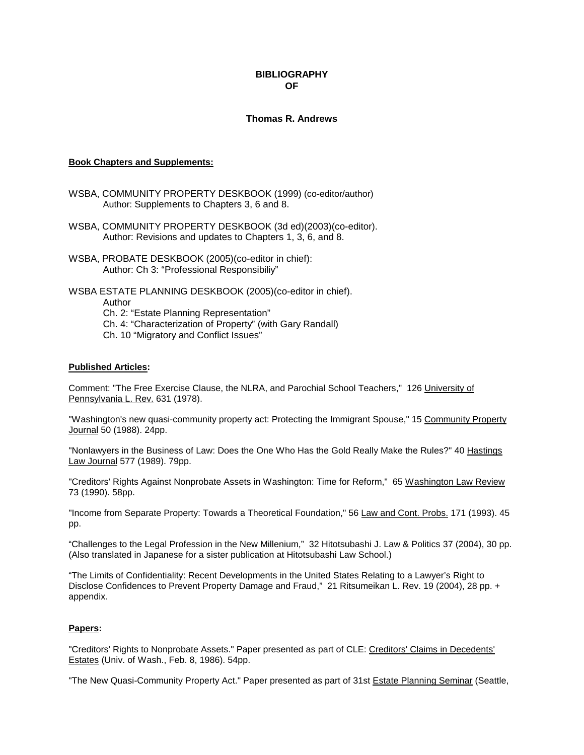# BIBLIOGRAPHY
# OF

### Thomas R. Andrews

**Book Chapters and Supplements:**

WSBA, COMMUNITY PROPERTY DESKBOOK (1999) (co-editor/author)
Author: Supplements to Chapters 3, 6 and 8.

WSBA, COMMUNITY PROPERTY DESKBOOK (3d ed)(2003)(co-editor).
Author: Revisions and updates to Chapters 1, 3, 6, and 8.

WSBA, PROBATE DESKBOOK (2005)(co-editor in chief):
Author: Ch 3: "Professional Responsibiliy"

WSBA ESTATE PLANNING DESKBOOK (2005)(co-editor in chief).
Author
Ch. 2: "Estate Planning Representation"
Ch. 4: "Characterization of Property" (with Gary Randall)
Ch. 10 "Migratory and Conflict Issues"

**Published Articles:**

Comment: "The Free Exercise Clause, the NLRA, and Parochial School Teachers," 126 University of Pennsylvania L. Rev. 631 (1978).

"Washington's new quasi-community property act: Protecting the Immigrant Spouse," 15 Community Property Journal 50 (1988). 24pp.

"Nonlawyers in the Business of Law: Does the One Who Has the Gold Really Make the Rules?" 40 Hastings Law Journal 577 (1989). 79pp.

"Creditors' Rights Against Nonprobate Assets in Washington: Time for Reform," 65 Washington Law Review 73 (1990). 58pp.

"Income from Separate Property: Towards a Theoretical Foundation," 56 Law and Cont. Probs. 171 (1993). 45 pp.

"Challenges to the Legal Profession in the New Millenium," 32 Hitotsubashi J. Law & Politics 37 (2004), 30 pp. (Also translated in Japanese for a sister publication at Hitotsubashi Law School.)

"The Limits of Confidentiality: Recent Developments in the United States Relating to a Lawyer's Right to Disclose Confidences to Prevent Property Damage and Fraud," 21 Ritsumeikan L. Rev. 19 (2004), 28 pp. + appendix.

**Papers:**

"Creditors' Rights to Nonprobate Assets." Paper presented as part of CLE: Creditors' Claims in Decedents' Estates (Univ. of Wash., Feb. 8, 1986). 54pp.

"The New Quasi-Community Property Act." Paper presented as part of 31st Estate Planning Seminar (Seattle,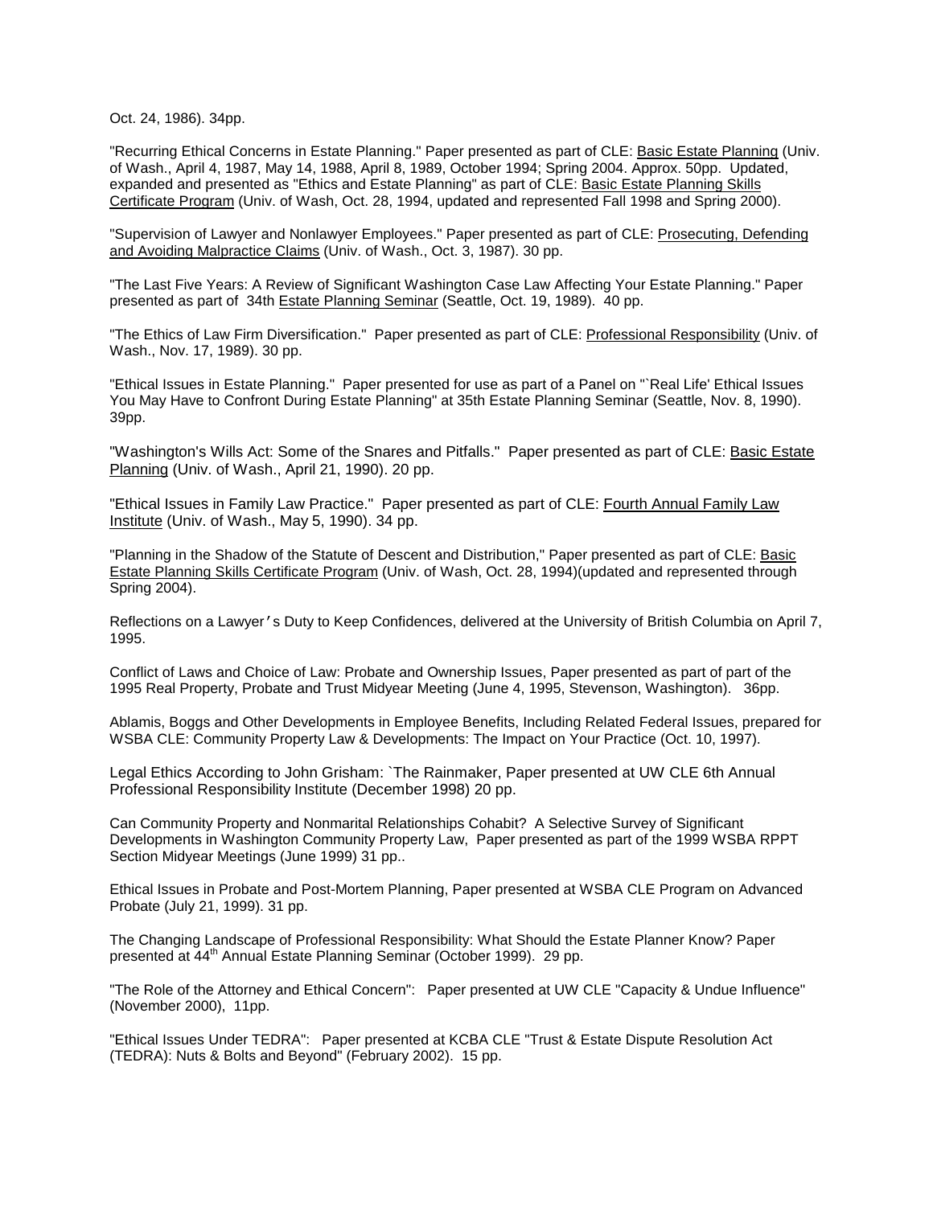Oct. 24, 1986). 34pp.

"Recurring Ethical Concerns in Estate Planning." Paper presented as part of CLE: Basic Estate Planning (Univ. of Wash., April 4, 1987, May 14, 1988, April 8, 1989, October 1994; Spring 2004. Approx. 50pp. Updated, expanded and presented as "Ethics and Estate Planning" as part of CLE: Basic Estate Planning Skills Certificate Program (Univ. of Wash, Oct. 28, 1994, updated and represented Fall 1998 and Spring 2000).

"Supervision of Lawyer and Nonlawyer Employees." Paper presented as part of CLE: Prosecuting, Defending and Avoiding Malpractice Claims (Univ. of Wash., Oct. 3, 1987). 30 pp.

"The Last Five Years: A Review of Significant Washington Case Law Affecting Your Estate Planning." Paper presented as part of 34th Estate Planning Seminar (Seattle, Oct. 19, 1989). 40 pp.

"The Ethics of Law Firm Diversification." Paper presented as part of CLE: Professional Responsibility (Univ. of Wash., Nov. 17, 1989). 30 pp.

"Ethical Issues in Estate Planning." Paper presented for use as part of a Panel on "`Real Life' Ethical Issues You May Have to Confront During Estate Planning" at 35th Estate Planning Seminar (Seattle, Nov. 8, 1990). 39pp.

"Washington's Wills Act: Some of the Snares and Pitfalls." Paper presented as part of CLE: Basic Estate Planning (Univ. of Wash., April 21, 1990). 20 pp.

"Ethical Issues in Family Law Practice." Paper presented as part of CLE: Fourth Annual Family Law Institute (Univ. of Wash., May 5, 1990). 34 pp.

"Planning in the Shadow of the Statute of Descent and Distribution," Paper presented as part of CLE: Basic Estate Planning Skills Certificate Program (Univ. of Wash, Oct. 28, 1994)(updated and represented through Spring 2004).

Reflections on a Lawyer's Duty to Keep Confidences, delivered at the University of British Columbia on April 7, 1995.

Conflict of Laws and Choice of Law: Probate and Ownership Issues, Paper presented as part of part of the 1995 Real Property, Probate and Trust Midyear Meeting (June 4, 1995, Stevenson, Washington). 36pp.

Ablamis, Boggs and Other Developments in Employee Benefits, Including Related Federal Issues, prepared for WSBA CLE: Community Property Law & Developments: The Impact on Your Practice (Oct. 10, 1997).

Legal Ethics According to John Grisham: `The Rainmaker, Paper presented at UW CLE 6th Annual Professional Responsibility Institute (December 1998) 20 pp.

Can Community Property and Nonmarital Relationships Cohabit? A Selective Survey of Significant Developments in Washington Community Property Law, Paper presented as part of the 1999 WSBA RPPT Section Midyear Meetings (June 1999) 31 pp..

Ethical Issues in Probate and Post-Mortem Planning, Paper presented at WSBA CLE Program on Advanced Probate (July 21, 1999). 31 pp.

The Changing Landscape of Professional Responsibility: What Should the Estate Planner Know? Paper presented at 44th Annual Estate Planning Seminar (October 1999). 29 pp.

"The Role of the Attorney and Ethical Concern": Paper presented at UW CLE "Capacity & Undue Influence" (November 2000), 11pp.

"Ethical Issues Under TEDRA": Paper presented at KCBA CLE "Trust & Estate Dispute Resolution Act (TEDRA): Nuts & Bolts and Beyond" (February 2002). 15 pp.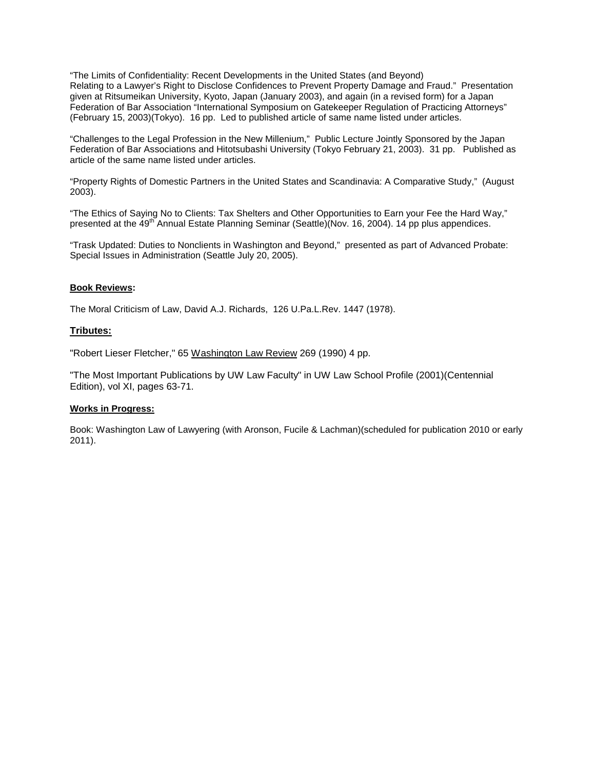"The Limits of Confidentiality: Recent Developments in the United States (and Beyond) Relating to a Lawyer's Right to Disclose Confidences to Prevent Property Damage and Fraud." Presentation given at Ritsumeikan University, Kyoto, Japan (January 2003), and again (in a revised form) for a Japan Federation of Bar Association "International Symposium on Gatekeeper Regulation of Practicing Attorneys" (February 15, 2003)(Tokyo). 16 pp. Led to published article of same name listed under articles.

"Challenges to the Legal Profession in the New Millenium," Public Lecture Jointly Sponsored by the Japan Federation of Bar Associations and Hitotsubashi University (Tokyo February 21, 2003). 31 pp. Published as article of the same name listed under articles.

"Property Rights of Domestic Partners in the United States and Scandinavia: A Comparative Study," (August 2003).

"The Ethics of Saying No to Clients: Tax Shelters and Other Opportunities to Earn your Fee the Hard Way," presented at the 49th Annual Estate Planning Seminar (Seattle)(Nov. 16, 2004). 14 pp plus appendices.

"Trask Updated: Duties to Nonclients in Washington and Beyond," presented as part of Advanced Probate: Special Issues in Administration (Seattle July 20, 2005).

**Book Reviews:**

The Moral Criticism of Law, David A.J. Richards, 126 U.Pa.L.Rev. 1447 (1978).

**Tributes:**

"Robert Lieser Fletcher," 65 Washington Law Review 269 (1990) 4 pp.

"The Most Important Publications by UW Law Faculty" in UW Law School Profile (2001)(Centennial Edition), vol XI, pages 63-71.

**Works in Progress:**

Book: Washington Law of Lawyering (with Aronson, Fucile & Lachman)(scheduled for publication 2010 or early 2011).